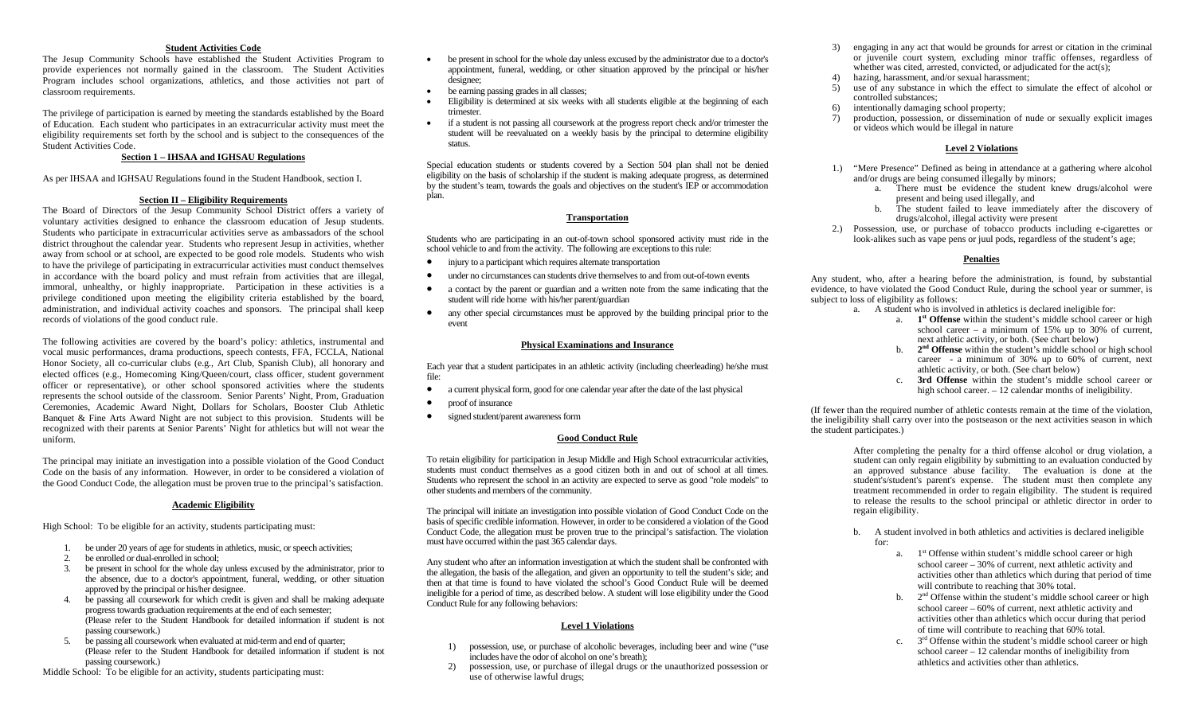## Student Activities Code

The Jesup Community Schools have established the Student Activities Program to provide experiences not normally gained in the classroom. The Student Activities Program includes school organizations, athletics, and those activities not part of classroom requirements.

The privilege of participation is earned by meeting the standards established by the Board of Education. Each student who participates in an extracurricular activity must meet the eligibility requirements set forth by the school and is subject to the consequences of the Student Activities Code.

### Section 1 – IHSAA and IGHSAU Regulations

As per IHSAA and IGHSAU Regulations found in the Student Handbook, section I.

### Section II – Eligibility Requirements

The Board of Directors of the Jesup Community School District offers a variety of voluntary activities designed to enhance the classroom education of Jesup students. Students who participate in extracurricular activities serve as ambassadors of the school district throughout the calendar year. Students who represent Jesup in activities, whether away from school or at school, are expected to be good role models. Students who wish to have the privilege of participating in extracurricular activities must conduct themselves in accordance with the board policy and must refrain from activities that are illegal, immoral, unhealthy, or highly inappropriate. Participation in these activities is a privilege conditioned upon meeting the eligibility criteria established by the board, administration, and individual activity coaches and sponsors. The principal shall keep records of violations of the good conduct rule.

The following activities are covered by the board's policy: athletics, instrumental and vocal music performances, drama productions, speech contests, FFA, FCCLA, National Honor Society, all co-curricular clubs (e.g., Art Club, Spanish Club), all honorary and elected offices (e.g., Homecoming King/Queen/court, class officer, student government officer or representative), or other school sponsored activities where the students represents the school outside of the classroom. Senior Parents' Night, Prom, Graduation Ceremonies, Academic Award Night, Dollars for Scholars, Booster Club Athletic Banquet & Fine Arts Award Night are not subject to this provision. Students will be recognized with their parents at Senior Parents' Night for athletics but will not wear the uniform.

The principal may initiate an investigation into a possible violation of the Good Conduct Code on the basis of any information. However, in order to be considered a violation of the Good Conduct Code, the allegation must be proven true to the principal's satisfaction.

### Academic Eligibility

High School: To be eligible for an activity, students participating must:

1. be under 20 years of age for students in athletics, music, or speech activities;
2. be enrolled or dual-enrolled in school;
3. be present in school for the whole day unless excused by the administrator, prior to the absence, due to a doctor's appointment, funeral, wedding, or other situation approved by the principal or his/her designee.
4. be passing all coursework for which credit is given and shall be making adequate progress towards graduation requirements at the end of each semester;
   (Please refer to the Student Handbook for detailed information if student is not passing coursework.)
5. be passing all coursework when evaluated at mid-term and end of quarter;
   (Please refer to the Student Handbook for detailed information if student is not passing coursework.)

Middle School: To be eligible for an activity, students participating must:

- be present in school for the whole day unless excused by the administrator due to a doctor's appointment, funeral, wedding, or other situation approved by the principal or his/her designee;
- be earning passing grades in all classes;
- Eligibility is determined at six weeks with all students eligible at the beginning of each trimester.
- if a student is not passing all coursework at the progress report check and/or trimester the student will be reevaluated on a weekly basis by the principal to determine eligibility status.

Special education students or students covered by a Section 504 plan shall not be denied eligibility on the basis of scholarship if the student is making adequate progress, as determined by the student's team, towards the goals and objectives on the student's IEP or accommodation plan.

### Transportation

Students who are participating in an out-of-town school sponsored activity must ride in the school vehicle to and from the activity. The following are exceptions to this rule:

- injury to a participant which requires alternate transportation
- under no circumstances can students drive themselves to and from out-of-town events
- a contact by the parent or guardian and a written note from the same indicating that the student will ride home with his/her parent/guardian
- any other special circumstances must be approved by the building principal prior to the event

### Physical Examinations and Insurance

Each year that a student participates in an athletic activity (including cheerleading) he/she must file:

- a current physical form, good for one calendar year after the date of the last physical
- proof of insurance
- signed student/parent awareness form

### Good Conduct Rule

To retain eligibility for participation in Jesup Middle and High School extracurricular activities, students must conduct themselves as a good citizen both in and out of school at all times. Students who represent the school in an activity are expected to serve as good "role models" to other students and members of the community.

The principal will initiate an investigation into possible violation of Good Conduct Code on the basis of specific credible information. However, in order to be considered a violation of the Good Conduct Code, the allegation must be proven true to the principal's satisfaction. The violation must have occurred within the past 365 calendar days.

Any student who after an information investigation at which the student shall be confronted with the allegation, the basis of the allegation, and given an opportunity to tell the student's side; and then at that time is found to have violated the school's Good Conduct Rule will be deemed ineligible for a period of time, as described below. A student will lose eligibility under the Good Conduct Rule for any following behaviors:

### Level 1 Violations

1) possession, use, or purchase of alcoholic beverages, including beer and wine ("use includes have the odor of alcohol on one's breath);
2) possession, use, or purchase of illegal drugs or the unauthorized possession or use of otherwise lawful drugs;
3) engaging in any act that would be grounds for arrest or citation in the criminal or juvenile court system, excluding minor traffic offenses, regardless of whether was cited, arrested, convicted, or adjudicated for the act(s);
4) hazing, harassment, and/or sexual harassment;
5) use of any substance in which the effect to simulate the effect of alcohol or controlled substances;
6) intentionally damaging school property;
7) production, possession, or dissemination of nude or sexually explicit images or videos which would be illegal in nature

### Level 2 Violations

1.) "Mere Presence" Defined as being in attendance at a gathering where alcohol and/or drugs are being consumed illegally by minors;
   a. There must be evidence the student knew drugs/alcohol were present and being used illegally, and
   b. The student failed to leave immediately after the discovery of drugs/alcohol, illegal activity were present
2.) Possession, use, or purchase of tobacco products including e-cigarettes or look-alikes such as vape pens or juul pods, regardless of the student's age;

### Penalties

Any student, who, after a hearing before the administration, is found, by substantial evidence, to have violated the Good Conduct Rule, during the school year or summer, is subject to loss of eligibility as follows:

a. A student who is involved in athletics is declared ineligible for:
   a. **1st Offense** within the student's middle school career or high school career – a minimum of 15% up to 30% of current, next athletic activity, or both. (See chart below)
   b. **2nd Offense** within the student's middle school or high school career - a minimum of 30% up to 60% of current, next athletic activity, or both. (See chart below)
   c. **3rd Offense** within the student's middle school career or high school career. – 12 calendar months of ineligibility.

(If fewer than the required number of athletic contests remain at the time of the violation, the ineligibility shall carry over into the postseason or the next activities season in which the student participates.)

After completing the penalty for a third offense alcohol or drug violation, a student can only regain eligibility by submitting to an evaluation conducted by an approved substance abuse facility. The evaluation is done at the student's/student's parent's expense. The student must then complete any treatment recommended in order to regain eligibility. The student is required to release the results to the school principal or athletic director in order to regain eligibility.

b. A student involved in both athletics and activities is declared ineligible for:
   a. 1st Offense within student's middle school career or high school career – 30% of current, next athletic activity and activities other than athletics which during that period of time will contribute to reaching that 30% total.
   b. 2nd Offense within the student's middle school career or high school career – 60% of current, next athletic activity and activities other than athletics which occur during that period of time will contribute to reaching that 60% total.
   c. 3rd Offense within the student's middle school career or high school career – 12 calendar months of ineligibility from athletics and activities other than athletics.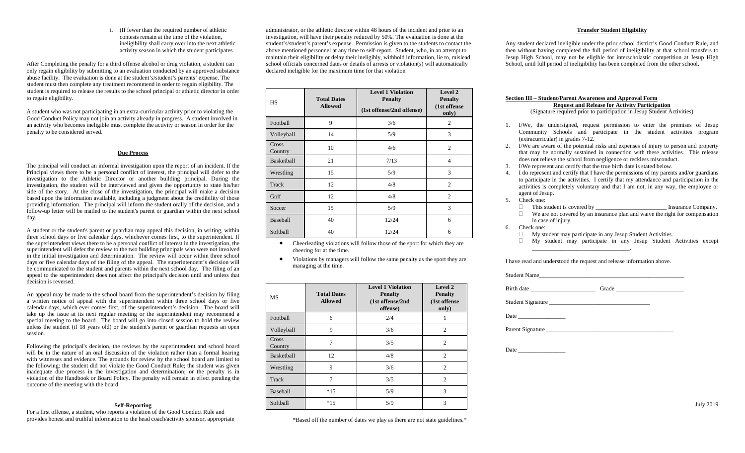i. (If fewer than the required number of athletic contests remain at the time of the violation, ineligibility shall carry over into the next athletic activity season in which the student participates.

After Completing the penalty for a third offense alcohol or drug violation, a student can only regain eligibility by submitting to an evaluation conducted by an approved substance abuse facility. The evaluation is done at the student's/student's parents' expense. The student must then complete any treatment recommend in order to regain eligibility. The student is required to release the results to the school principal or athletic director in order to regain eligibility.

A student who was not participating in an extra-curricular activity prior to violating the Good Conduct Policy may not join an activity already in progress. A student involved in an activity who becomes ineligible must complete the activity or season in order for the penalty to be considered served.

## Due Process

The principal will conduct an informal investigation upon the report of an incident. If the Principal views there to be a personal conflict of interest, the principal will defer to the investigation to the Athletic Director or another building principal. During the investigation, the student will be interviewed and given the opportunity to state his/her side of the story. At the close of the investigation, the principal will make a decision based upon the information available, including a judgment about the credibility of those providing information. The principal will inform the student orally of the decision, and a follow-up letter will be mailed to the student's parent or guardian within the next school day.

A student or the student's parent or guardian may appeal this decision, in writing, within three school days or five calendar days, whichever comes first, to the superintendent. If the superintendent views there to be a personal conflict of interest in the investigation, the superintendent will defer the review to the two building principals who were not involved in the initial investigation and determination. The review will occur within three school days or five calendar days of the filing of the appeal. The superintendent's decision will be communicated to the student and parents within the next school day. The filing of an appeal to the superintendent does not affect the principal's decision until and unless that decision is reversed.

An appeal may be made to the school board from the superintendent's decision by filing a written notice of appeal with the superintendent within three school days or five calendar days, which ever comes first, of the superintendent's decision. The board will take up the issue at its next regular meeting or the superintendent may recommend a special meeting to the board. The board will go into closed session to hold the review unless the student (if 18 years old) or the student's parent or guardian requests an open session.

Following the principal's decision, the reviews by the superintendent and school board will be in the nature of an oral discussion of the violation rather than a formal hearing with witnesses and evidence. The grounds for review by the school board are limited to the following: the student did not violate the Good Conduct Rule; the student was given inadequate due process in the investigation and determination; or the penalty is in violation of the Handbook or Board Policy. The penalty will remain in effect pending the outcome of the meeting with the board.

## Self-Reporting

For a first offense, a student, who reports a violation of the Good Conduct Rule and provides honest and truthful information to the head coach/activity sponsor, appropriate administrator, or the athletic director within 48 hours of the incident and prior to an investigation, will have their penalty reduced by 50%. The evaluation is done at the student's/student's parent's expense. Permission is given to the students to contact the above mentioned personnel at any time to self-report. Student, who, in an attempt to maintain their eligibility or delay their ineligibly, withhold information, lie to, mislead school officials concerned dates or details of arrests or violation(s) will automatically declared ineligible for the maximum time for that violation

| HS | Total Dates Allowed | Level 1 Violation Penalty (1st offense/2nd offense) | Level 2 Penalty (1st offense only) |
|---|---|---|---|
| Football | 9 | 3/6 | 2 |
| Volleyball | 14 | 5/9 | 3 |
| Cross Country | 10 | 4/6 | 2 |
| Basketball | 21 | 7/13 | 4 |
| Wrestling | 15 | 5/9 | 3 |
| Track | 12 | 4/8 | 2 |
| Golf | 12 | 4/8 | 2 |
| Soccer | 15 | 5/9 | 3 |
| Baseball | 40 | 12/24 | 6 |
| Softball | 40 | 12/24 | 6 |

- Cheerleading violations will follow those of the sport for which they are cheering for at the time.
- Violations by managers will follow the same penalty as the sport they are managing at the time.

| MS | Total Dates Allowed | Level 1 Violation Penalty (1st offense/2nd offense) | Level 2 Penalty (1st offense only) |
|---|---|---|---|
| Football | 6 | 2/4 | 1 |
| Volleyball | 9 | 3/6 | 2 |
| Cross Country | 7 | 3/5 | 2 |
| Basketball | 12 | 4/8 | 2 |
| Wrestling | 9 | 3/6 | 2 |
| Track | 7 | 3/5 | 2 |
| Baseball | *15 | 5/9 | 3 |
| Softball | *15 | 5/9 | 3 |

*Based off the number of dates we play as there are not state guidelines.*

## Transfer Student Eligibility

Any student declared ineligible under the prior school district's Good Conduct Rule, and then without having completed the full period of ineligibility at that school transfers to Jesup High School, may not be eligible for interscholastic competition at Jesup High School, until full period of ineligibility has been completed from the other school.

## Section III – Student/Parent Awareness and Approval Form

### Request and Release for Activity Participation

(Signature required prior to participation in Jesup Student Activities)

1. I/We, the undersigned, request permission to enter the premises of Jesup Community Schools and participate in the student activities program (extracurricular) in grades 7-12.
2. I/We are aware of the potential risks and expenses of injury to person and property that may be normally sustained in connection with these activities. This release does not relieve the school from negligence or reckless misconduct.
3. I/We represent and certify that the true birth date is stated below.
4. I do represent and certify that I have the permissions of my parents and/or guardians to participate in the activities. I certify that my attendance and participation in the activities is completely voluntary and that I am not, in any way, the employee or agent of Jesup.
5. Check one:
   - ☐ This student is covered by ________________________ Insurance Company.
   - ☐ We are not covered by an insurance plan and waive the right for compensation in case of injury.
6. Check one:
   - ☐ My student may participate in any Jesup Student Activities.
   - ☐ My student may participate in any Jesup Student Activities except ________________________________.

I have read and understood the request and release information above.

Student Name__________________________________________________

Birth date ______________________ Grade _______________________

Student Signature ___________________________________

Date ________________

Parent Signature ____________________________________________

Date ________________

July 2019